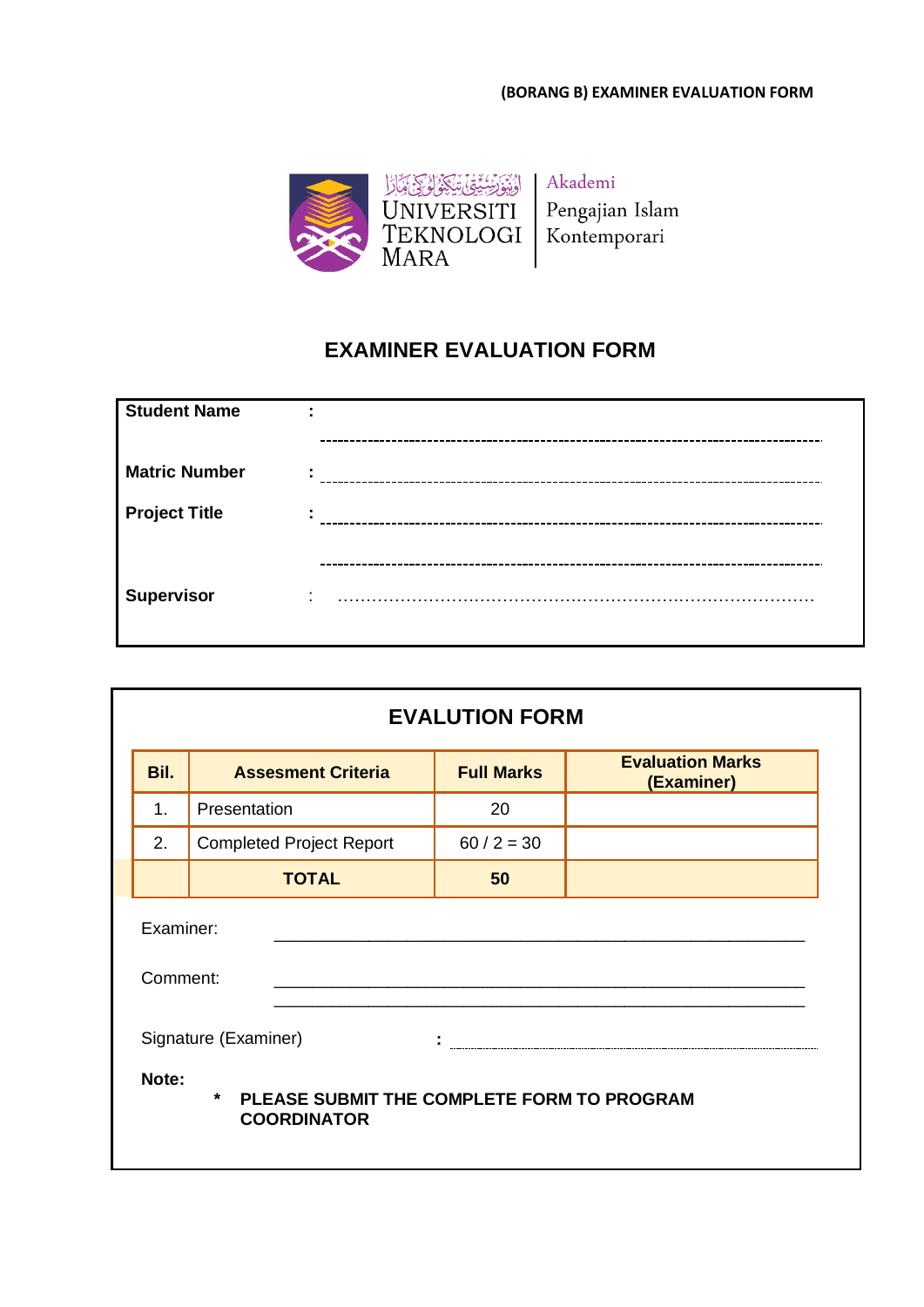(BORANG B) EXAMINER EVALUATION FORM

اونيۏرسيتي تيكنولوڬي مارا
UNIVERSITI TEKNOLOGI MARA | Akademi Pengajian Islam Kontemporari

# EXAMINER EVALUATION FORM

| | | |
|---|---|---|
| **Student Name** | **:** | ---------------------------------------------------------------------------------- |
| **Matric Number** | **:** | ---------------------------------------------------------------------------------- |
| **Project Title** | **:** | ---------------------------------------------------------------------------------- |
| | | ---------------------------------------------------------------------------------- |
| **Supervisor** | : | ……………………………………………………………………… |

## EVALUTION FORM

| Bil. | Assesment Criteria | Full Marks | Evaluation Marks (Examiner) |
|---|---|---|---|
| 1. | Presentation | 20 | |
| 2. | Completed Project Report | 60 / 2 = 30 | |
| | **TOTAL** | **50** | |

Examiner: \_\_\_\_\_\_\_\_\_\_\_\_\_\_\_\_\_\_\_\_\_\_\_\_\_\_\_\_\_\_\_\_\_\_\_\_\_\_\_\_\_\_\_\_\_\_\_\_\_\_\_\_

Comment: \_\_\_\_\_\_\_\_\_\_\_\_\_\_\_\_\_\_\_\_\_\_\_\_\_\_\_\_\_\_\_\_\_\_\_\_\_\_\_\_\_\_\_\_\_\_\_\_\_\_\_\_

\_\_\_\_\_\_\_\_\_\_\_\_\_\_\_\_\_\_\_\_\_\_\_\_\_\_\_\_\_\_\_\_\_\_\_\_\_\_\_\_\_\_\_\_\_\_\_\_\_\_\_\_

Signature (Examiner) **:** ..........................................................

**Note:**

- **PLEASE SUBMIT THE COMPLETE FORM TO PROGRAM COORDINATOR**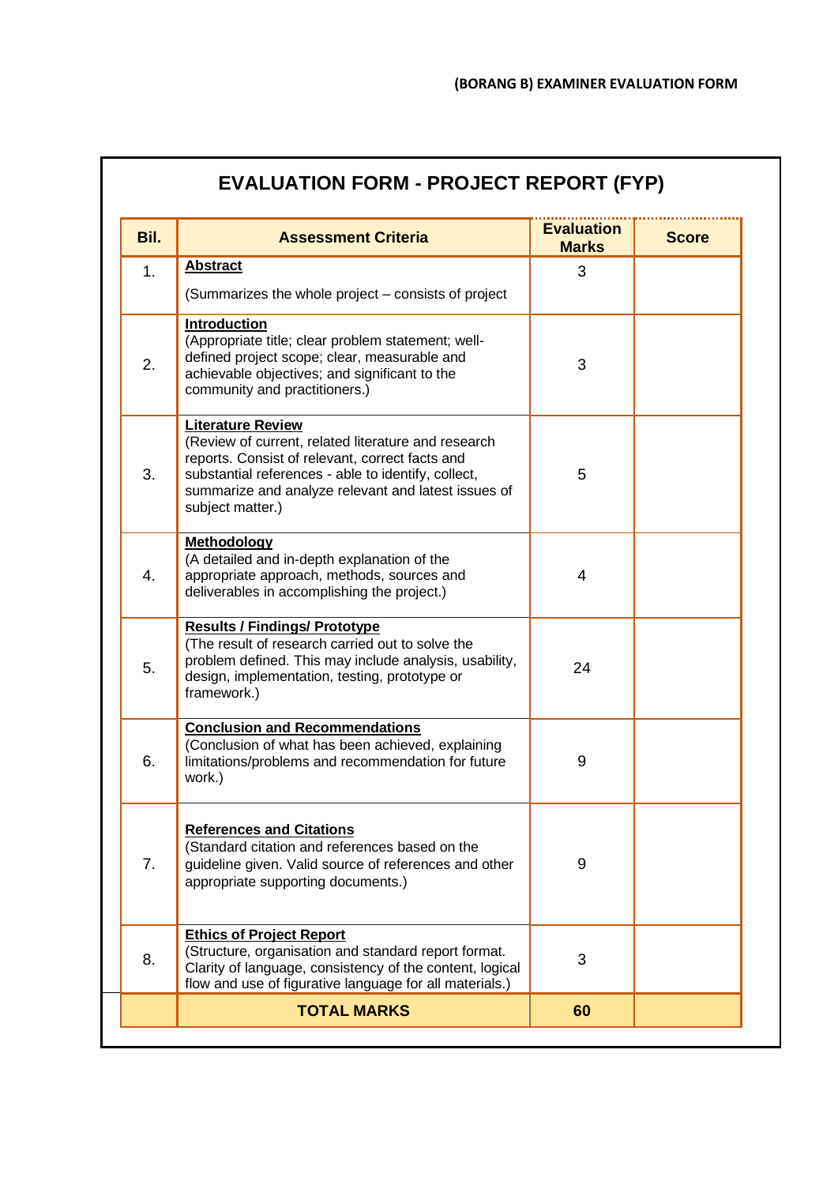(BORANG B) EXAMINER EVALUATION FORM

# EVALUATION FORM - PROJECT REPORT (FYP)

| Bil. | Assessment Criteria | Evaluation Marks | Score |
|---|---|---|---|
| 1. | **Abstract**<br>(Summarizes the whole project – consists of project | 3 | |
| 2. | **Introduction**<br>(Appropriate title; clear problem statement; well-defined project scope; clear, measurable and achievable objectives; and significant to the community and practitioners.) | 3 | |
| 3. | **Literature Review**<br>(Review of current, related literature and research reports. Consist of relevant, correct facts and substantial references - able to identify, collect, summarize and analyze relevant and latest issues of subject matter.) | 5 | |
| 4. | **Methodology**<br>(A detailed and in-depth explanation of the appropriate approach, methods, sources and deliverables in accomplishing the project.) | 4 | |
| 5. | **Results / Findings/ Prototype**<br>(The result of research carried out to solve the problem defined. This may include analysis, usability, design, implementation, testing, prototype or framework.) | 24 | |
| 6. | **Conclusion and Recommendations**<br>(Conclusion of what has been achieved, explaining limitations/problems and recommendation for future work.) | 9 | |
| 7. | **References and Citations**<br>(Standard citation and references based on the guideline given. Valid source of references and other appropriate supporting documents.) | 9 | |
| 8. | **Ethics of Project Report**<br>(Structure, organisation and standard report format. Clarity of language, consistency of the content, logical flow and use of figurative language for all materials.) | 3 | |
| | **TOTAL MARKS** | **60** | |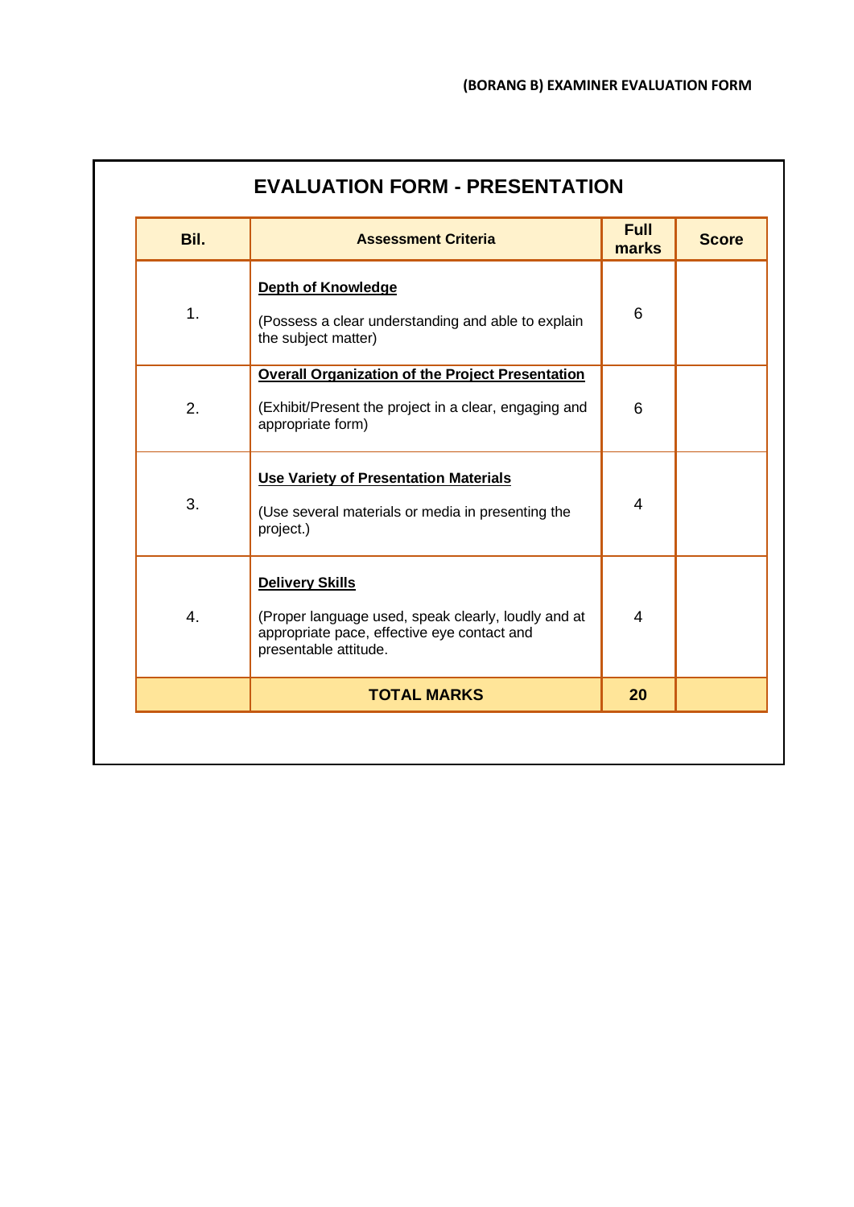**(BORANG B) EXAMINER EVALUATION FORM**

## EVALUATION FORM - PRESENTATION

| Bil. | Assessment Criteria | Full marks | Score |
|---|---|---|---|
| 1. | **<u>Depth of Knowledge</u>**<br><br>(Possess a clear understanding and able to explain the subject matter) | 6 | |
| 2. | **<u>Overall Organization of the Project Presentation</u>**<br><br>(Exhibit/Present the project in a clear, engaging and appropriate form) | 6 | |
| 3. | **<u>Use Variety of Presentation Materials</u>**<br><br>(Use several materials or media in presenting the project.) | 4 | |
| 4. | **<u>Delivery Skills</u>**<br><br>(Proper language used, speak clearly, loudly and at appropriate pace, effective eye contact and presentable attitude. | 4 | |
| | **TOTAL MARKS** | **20** | |